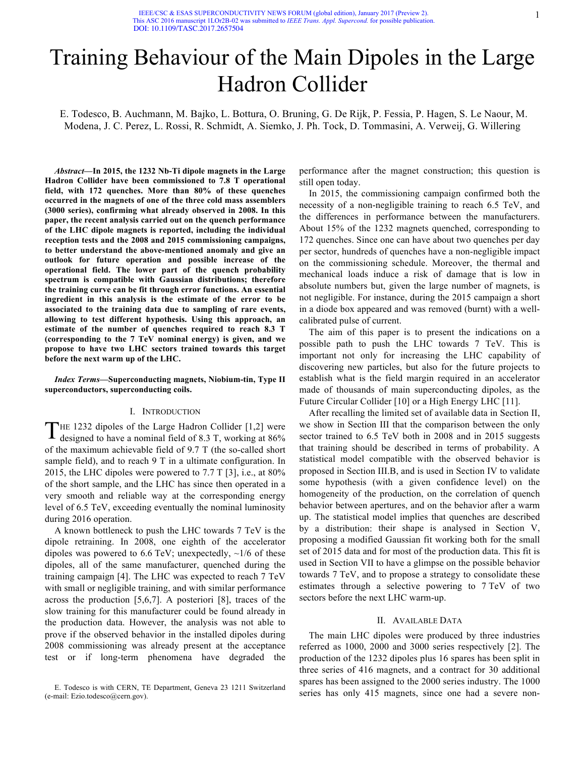# Training Behaviour of the Main Dipoles in the Large Hadron Collider

E. Todesco, B. Auchmann, M. Bajko, L. Bottura, O. Bruning, G. De Rijk, P. Fessia, P. Hagen, S. Le Naour, M. Modena, J. C. Perez, L. Rossi, R. Schmidt, A. Siemko, J. Ph. Tock, D. Tommasini, A. Verweij, G. Willering

***Abstract*—In 2015, the 1232 Nb-Ti dipole magnets in the Large Hadron Collider have been commissioned to 7.8 T operational field, with 172 quenches. More than 80% of these quenches occurred in the magnets of one of the three cold mass assemblers (3000 series), confirming what already observed in 2008. In this paper, the recent analysis carried out on the quench performance of the LHC dipole magnets is reported, including the individual reception tests and the 2008 and 2015 commissioning campaigns, to better understand the above-mentioned anomaly and give an outlook for future operation and possible increase of the operational field. The lower part of the quench probability spectrum is compatible with Gaussian distributions; therefore the training curve can be fit through error functions. An essential ingredient in this analysis is the estimate of the error to be associated to the training data due to sampling of rare events, allowing to test different hypothesis. Using this approach, an estimate of the number of quenches required to reach 8.3 T (corresponding to the 7 TeV nominal energy) is given, and we propose to have two LHC sectors trained towards this target before the next warm up of the LHC.**

***Index Terms*—Superconducting magnets, Niobium-tin, Type II superconductors, superconducting coils.**

## I. Introduction

The 1232 dipoles of the Large Hadron Collider [1,2] were designed to have a nominal field of 8.3 T, working at 86% of the maximum achievable field of 9.7 T (the so-called short sample field), and to reach 9 T in a ultimate configuration. In 2015, the LHC dipoles were powered to 7.7 T [3], i.e., at 80% of the short sample, and the LHC has since then operated in a very smooth and reliable way at the corresponding energy level of 6.5 TeV, exceeding eventually the nominal luminosity during 2016 operation.

A known bottleneck to push the LHC towards 7 TeV is the dipole retraining. In 2008, one eighth of the accelerator dipoles was powered to 6.6 TeV; unexpectedly, ~1/6 of these dipoles, all of the same manufacturer, quenched during the training campaign [4]. The LHC was expected to reach 7 TeV with small or negligible training, and with similar performance across the production [5,6,7]. A posteriori [8], traces of the slow training for this manufacturer could be found already in the production data. However, the analysis was not able to prove if the observed behavior in the installed dipoles during 2008 commissioning was already present at the acceptance test or if long-term phenomena have degraded the performance after the magnet construction; this question is still open today.

In 2015, the commissioning campaign confirmed both the necessity of a non-negligible training to reach 6.5 TeV, and the differences in performance between the manufacturers. About 15% of the 1232 magnets quenched, corresponding to 172 quenches. Since one can have about two quenches per day per sector, hundreds of quenches have a non-negligible impact on the commissioning schedule. Moreover, the thermal and mechanical loads induce a risk of damage that is low in absolute numbers but, given the large number of magnets, is not negligible. For instance, during the 2015 campaign a short in a diode box appeared and was removed (burnt) with a well-calibrated pulse of current.

The aim of this paper is to present the indications on a possible path to push the LHC towards 7 TeV. This is important not only for increasing the LHC capability of discovering new particles, but also for the future projects to establish what is the field margin required in an accelerator made of thousands of main superconducting dipoles, as the Future Circular Collider [10] or a High Energy LHC [11].

After recalling the limited set of available data in Section II, we show in Section III that the comparison between the only sector trained to 6.5 TeV both in 2008 and in 2015 suggests that training should be described in terms of probability. A statistical model compatible with the observed behavior is proposed in Section III.B, and is used in Section IV to validate some hypothesis (with a given confidence level) on the homogeneity of the production, on the correlation of quench behavior between apertures, and on the behavior after a warm up. The statistical model implies that quenches are described by a distribution: their shape is analysed in Section V, proposing a modified Gaussian fit working both for the small set of 2015 data and for most of the production data. This fit is used in Section VII to have a glimpse on the possible behavior towards 7 TeV, and to propose a strategy to consolidate these estimates through a selective powering to 7 TeV of two sectors before the next LHC warm-up.

## II. Available Data

The main LHC dipoles were produced by three industries referred as 1000, 2000 and 3000 series respectively [2]. The production of the 1232 dipoles plus 16 spares has been split in three series of 416 magnets, and a contract for 30 additional spares has been assigned to the 2000 series industry. The 1000 series has only 415 magnets, since one had a severe non-

E. Todesco is with CERN, TE Department, Geneva 23 1211 Switzerland (e-mail: Ezio.todesco@cern.gov).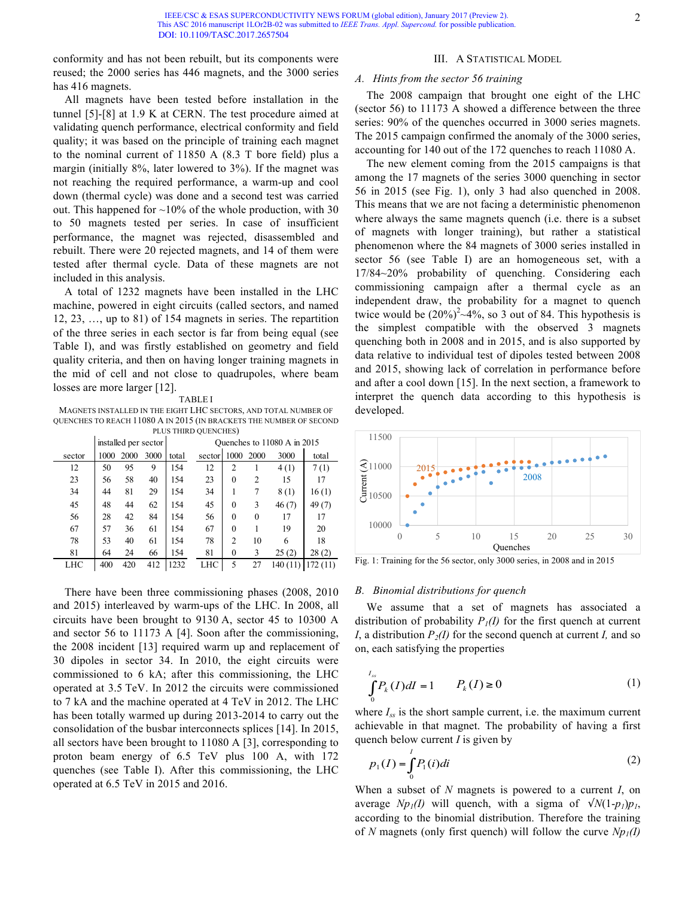conformity and has not been rebuilt, but its components were reused; the 2000 series has 446 magnets, and the 3000 series has 416 magnets.

All magnets have been tested before installation in the tunnel [5]-[8] at 1.9 K at CERN. The test procedure aimed at validating quench performance, electrical conformity and field quality; it was based on the principle of training each magnet to the nominal current of 11850 A (8.3 T bore field) plus a margin (initially 8%, later lowered to 3%). If the magnet was not reaching the required performance, a warm-up and cool down (thermal cycle) was done and a second test was carried out. This happened for ~10% of the whole production, with 30 to 50 magnets tested per series. In case of insufficient performance, the magnet was rejected, disassembled and rebuilt. There were 20 rejected magnets, and 14 of them were tested after thermal cycle. Data of these magnets are not included in this analysis.

A total of 1232 magnets have been installed in the LHC machine, powered in eight circuits (called sectors, and named 12, 23, …, up to 81) of 154 magnets in series. The repartition of the three series in each sector is far from being equal (see Table I), and was firstly established on geometry and field quality criteria, and then on having longer training magnets in the mid of cell and not close to quadrupoles, where beam losses are more larger [12].

TABLE I
MAGNETS INSTALLED IN THE EIGHT LHC SECTORS, AND TOTAL NUMBER OF QUENCHES TO REACH 11080 A IN 2015 (IN BRACKETS THE NUMBER OF SECOND PLUS THIRD QUENCHES)

| | installed per sector | | | | Quenches to 11080 A in 2015 | | | | |
|---|---|---|---|---|---|---|---|---|---|
| sector | 1000 | 2000 | 3000 | total | sector | 1000 | 2000 | 3000 | total |
| 12 | 50 | 95 | 9 | 154 | 12 | 2 | 1 | 4 (1) | 7 (1) |
| 23 | 56 | 58 | 40 | 154 | 23 | 0 | 2 | 15 | 17 |
| 34 | 44 | 81 | 29 | 154 | 34 | 1 | 7 | 8 (1) | 16 (1) |
| 45 | 48 | 44 | 62 | 154 | 45 | 0 | 3 | 46 (7) | 49 (7) |
| 56 | 28 | 42 | 84 | 154 | 56 | 0 | 0 | 17 | 17 |
| 67 | 57 | 36 | 61 | 154 | 67 | 0 | 1 | 19 | 20 |
| 78 | 53 | 40 | 61 | 154 | 78 | 2 | 10 | 6 | 18 |
| 81 | 64 | 24 | 66 | 154 | 81 | 0 | 3 | 25 (2) | 28 (2) |
| LHC | 400 | 420 | 412 | 1232 | LHC | 5 | 27 | 140 (11) | 172 (11) |

There have been three commissioning phases (2008, 2010 and 2015) interleaved by warm-ups of the LHC. In 2008, all circuits have been brought to 9130 A, sector 45 to 10300 A and sector 56 to 11173 A [4]. Soon after the commissioning, the 2008 incident [13] required warm up and replacement of 30 dipoles in sector 34. In 2010, the eight circuits were commissioned to 6 kA; after this commissioning, the LHC operated at 3.5 TeV. In 2012 the circuits were commissioned to 7 kA and the machine operated at 4 TeV in 2012. The LHC has been totally warmed up during 2013-2014 to carry out the consolidation of the busbar interconnects splices [14]. In 2015, all sectors have been brought to 11080 A [3], corresponding to proton beam energy of 6.5 TeV plus 100 A, with 172 quenches (see Table I). After this commissioning, the LHC operated at 6.5 TeV in 2015 and 2016.

## III. A Statistical Model

### A. Hints from the sector 56 training

The 2008 campaign that brought one eight of the LHC (sector 56) to 11173 A showed a difference between the three series: 90% of the quenches occurred in 3000 series magnets. The 2015 campaign confirmed the anomaly of the 3000 series, accounting for 140 out of the 172 quenches to reach 11080 A.

The new element coming from the 2015 campaigns is that among the 17 magnets of the series 3000 quenching in sector 56 in 2015 (see Fig. 1), only 3 had also quenched in 2008. This means that we are not facing a deterministic phenomenon where always the same magnets quench (i.e. there is a subset of magnets with longer training), but rather a statistical phenomenon where the 84 magnets of 3000 series installed in sector 56 (see Table I) are an homogeneous set, with a 17/84~20% probability of quenching. Considering each commissioning campaign after a thermal cycle as an independent draw, the probability for a magnet to quench twice would be $(20\%)^2$~4%, so 3 out of 84. This hypothesis is the simplest compatible with the observed 3 magnets quenching both in 2008 and in 2015, and is also supported by data relative to individual test of dipoles tested between 2008 and 2015, showing lack of correlation in performance before and after a cool down [15]. In the next section, a framework to interpret the quench data according to this hypothesis is developed.

Fig. 1: Training for the 56 sector, only 3000 series, in 2008 and in 2015

### B. Binomial distributions for quench

We assume that a set of magnets has associated a distribution of probability $P_1(I)$ for the first quench at current $I$, a distribution $P_2(I)$ for the second quench at current $I$, and so on, each satisfying the properties

$$\int_0^{I_{ss}} P_k(I)dI = 1 \qquad P_k(I) \geq 0 \tag{1}$$

where $I_{ss}$ is the short sample current, i.e. the maximum current achievable in that magnet. The probability of having a first quench below current $I$ is given by

$$p_1(I) = \int_0^I P_1(i)di \tag{2}$$

When a subset of $N$ magnets is powered to a current $I$, on average $Np_1(I)$ will quench, with a sigma of $\sqrt{N(1-p_1)p_1}$, according to the binomial distribution. Therefore the training of $N$ magnets (only first quench) will follow the curve $Np_1(I)$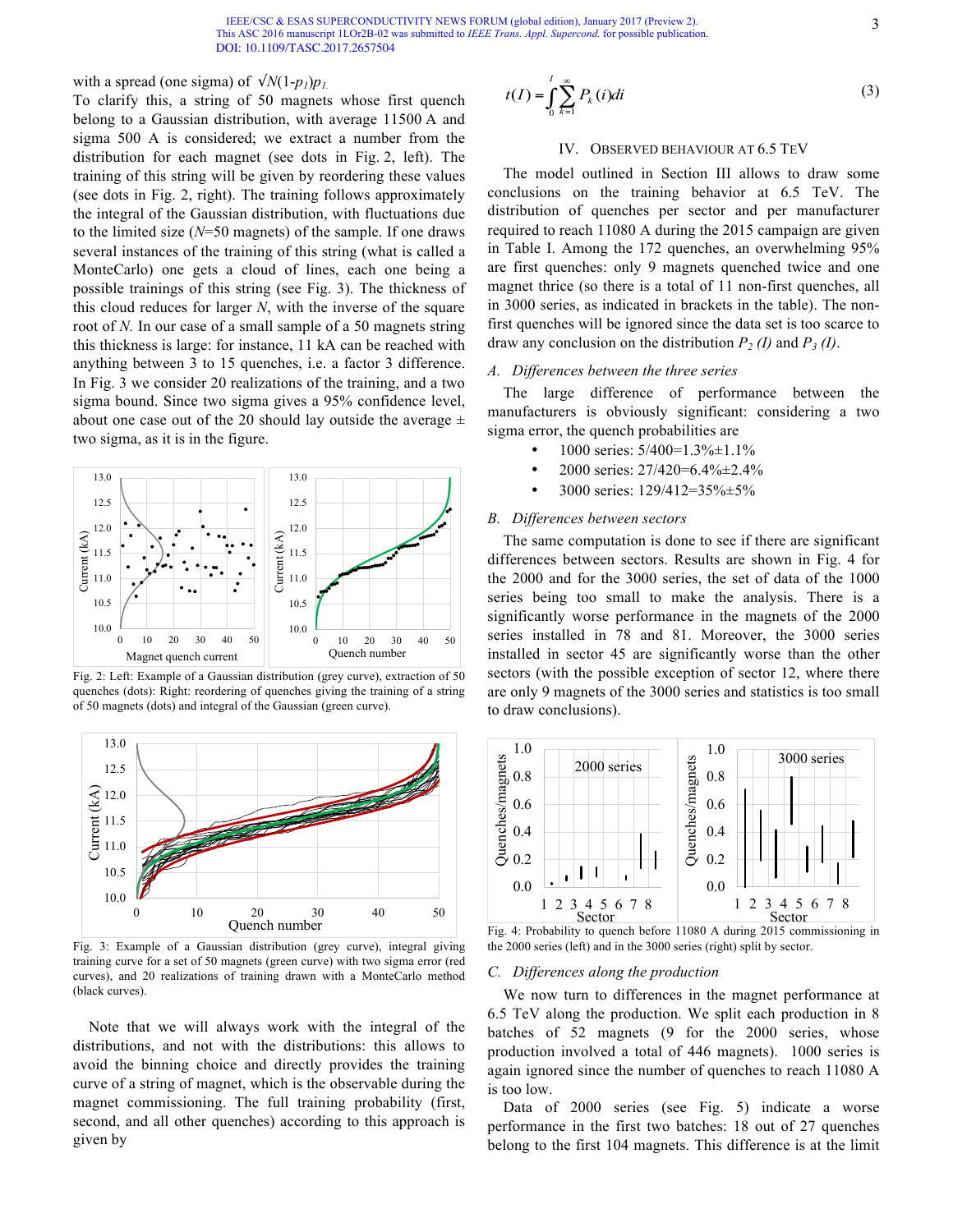with a spread (one sigma) of $\sqrt{N(1-p_1)p_1}$.

To clarify this, a string of 50 magnets whose first quench belong to a Gaussian distribution, with average 11500 A and sigma 500 A is considered; we extract a number from the distribution for each magnet (see dots in Fig. 2, left). The training of this string will be given by reordering these values (see dots in Fig. 2, right). The training follows approximately the integral of the Gaussian distribution, with fluctuations due to the limited size ($N$=50 magnets) of the sample. If one draws several instances of the training of this string (what is called a MonteCarlo) one gets a cloud of lines, each one being a possible trainings of this string (see Fig. 3). The thickness of this cloud reduces for larger $N$, with the inverse of the square root of $N$. In our case of a small sample of a 50 magnets string this thickness is large: for instance, 11 kA can be reached with anything between 3 to 15 quenches, i.e. a factor 3 difference. In Fig. 3 we consider 20 realizations of the training, and a two sigma bound. Since two sigma gives a 95% confidence level, about one case out of the 20 should lay outside the average ± two sigma, as it is in the figure.

Fig. 2: Left: Example of a Gaussian distribution (grey curve), extraction of 50 quenches (dots): Right: reordering of quenches giving the training of a string of 50 magnets (dots) and integral of the Gaussian (green curve).

Fig. 3: Example of a Gaussian distribution (grey curve), integral giving training curve for a set of 50 magnets (green curve) with two sigma error (red curves), and 20 realizations of training drawn with a MonteCarlo method (black curves).

Note that we will always work with the integral of the distributions, and not with the distributions: this allows to avoid the binning choice and directly provides the training curve of a string of magnet, which is the observable during the magnet commissioning. The full training probability (first, second, and all other quenches) according to this approach is given by

$$t(I) = \int_0^I \sum_{k=1}^{\infty} P_k(i)di \tag{3}$$

## IV. Observed Behaviour at 6.5 TeV

The model outlined in Section III allows to draw some conclusions on the training behavior at 6.5 TeV. The distribution of quenches per sector and per manufacturer required to reach 11080 A during the 2015 campaign are given in Table I. Among the 172 quenches, an overwhelming 95% are first quenches: only 9 magnets quenched twice and one magnet thrice (so there is a total of 11 non-first quenches, all in 3000 series, as indicated in brackets in the table). The non-first quenches will be ignored since the data set is too scarce to draw any conclusion on the distribution $P_2(I)$ and $P_3(I)$.

### *A. Differences between the three series*

The large difference of performance between the manufacturers is obviously significant: considering a two sigma error, the quench probabilities are

- 1000 series: 5/400=1.3%±1.1%
- 2000 series: 27/420=6.4%±2.4%
- 3000 series: 129/412=35%±5%

### *B. Differences between sectors*

The same computation is done to see if there are significant differences between sectors. Results are shown in Fig. 4 for the 2000 and for the 3000 series, the set of data of the 1000 series being too small to make the analysis. There is a significantly worse performance in the magnets of the 2000 series installed in 78 and 81. Moreover, the 3000 series installed in sector 45 are significantly worse than the other sectors (with the possible exception of sector 12, where there are only 9 magnets of the 3000 series and statistics is too small to draw conclusions).

Fig. 4: Probability to quench before 11080 A during 2015 commissioning in the 2000 series (left) and in the 3000 series (right) split by sector.

### *C. Differences along the production*

We now turn to differences in the magnet performance at 6.5 TeV along the production. We split each production in 8 batches of 52 magnets (9 for the 2000 series, whose production involved a total of 446 magnets). 1000 series is again ignored since the number of quenches to reach 11080 A is too low.

Data of 2000 series (see Fig. 5) indicate a worse performance in the first two batches: 18 out of 27 quenches belong to the first 104 magnets. This difference is at the limit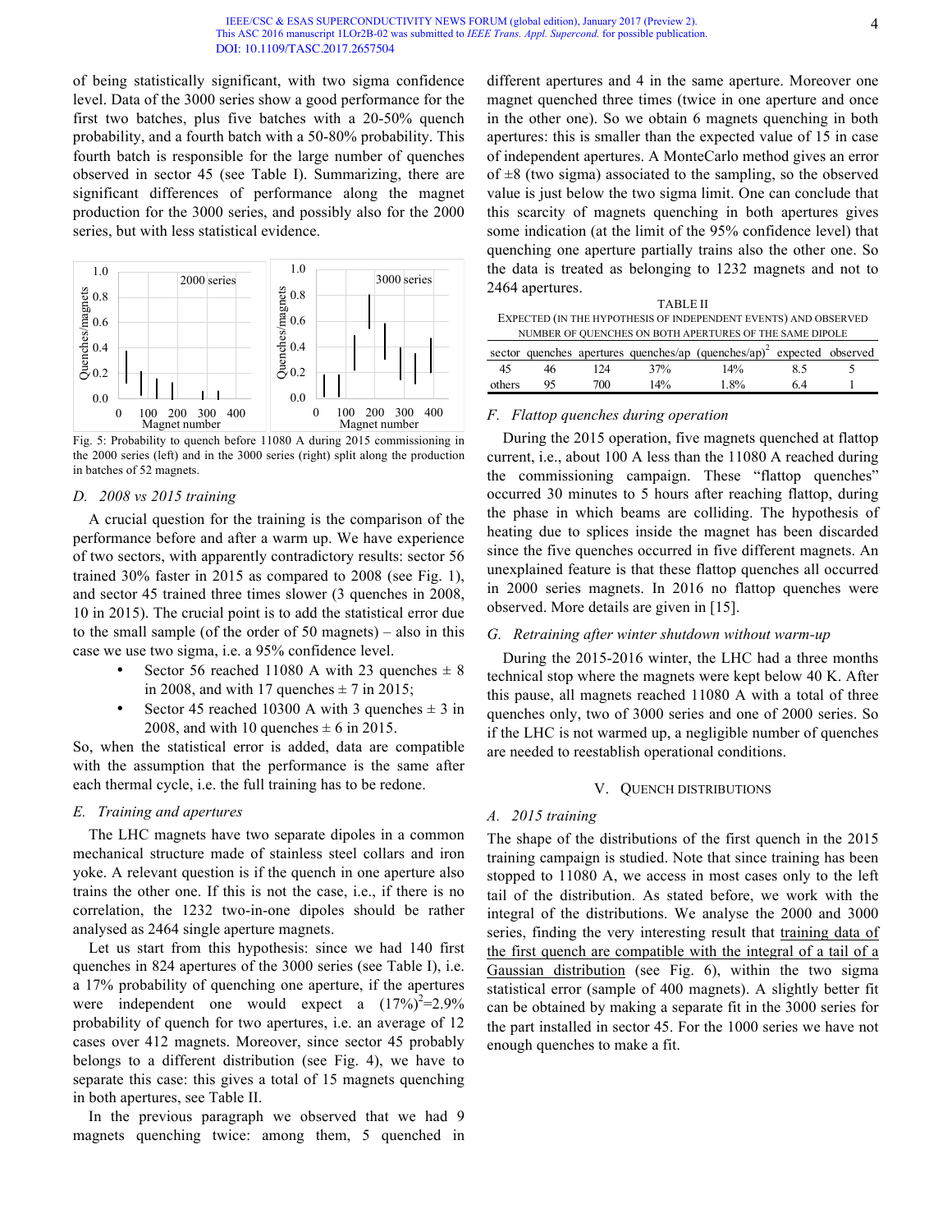of being statistically significant, with two sigma confidence level. Data of the 3000 series show a good performance for the first two batches, plus five batches with a 20-50% quench probability, and a fourth batch with a 50-80% probability. This fourth batch is responsible for the large number of quenches observed in sector 45 (see Table I). Summarizing, there are significant differences of performance along the magnet production for the 3000 series, and possibly also for the 2000 series, but with less statistical evidence.

Fig. 5: Probability to quench before 11080 A during 2015 commissioning in the 2000 series (left) and in the 3000 series (right) split along the production in batches of 52 magnets.

### *D. 2008 vs 2015 training*

A crucial question for the training is the comparison of the performance before and after a warm up. We have experience of two sectors, with apparently contradictory results: sector 56 trained 30% faster in 2015 as compared to 2008 (see Fig. 1), and sector 45 trained three times slower (3 quenches in 2008, 10 in 2015). The crucial point is to add the statistical error due to the small sample (of the order of 50 magnets) – also in this case we use two sigma, i.e. a 95% confidence level.

- Sector 56 reached 11080 A with 23 quenches ± 8 in 2008, and with 17 quenches ± 7 in 2015;
- Sector 45 reached 10300 A with 3 quenches ± 3 in 2008, and with 10 quenches ± 6 in 2015.

So, when the statistical error is added, data are compatible with the assumption that the performance is the same after each thermal cycle, i.e. the full training has to be redone.

### *E. Training and apertures*

The LHC magnets have two separate dipoles in a common mechanical structure made of stainless steel collars and iron yoke. A relevant question is if the quench in one aperture also trains the other one. If this is not the case, i.e., if there is no correlation, the 1232 two-in-one dipoles should be rather analysed as 2464 single aperture magnets.

Let us start from this hypothesis: since we had 140 first quenches in 824 apertures of the 3000 series (see Table I), i.e. a 17% probability of quenching one aperture, if the apertures were independent one would expect a $(17\%)^2$=2.9% probability of quench for two apertures, i.e. an average of 12 cases over 412 magnets. Moreover, since sector 45 probably belongs to a different distribution (see Fig. 4), we have to separate this case: this gives a total of 15 magnets quenching in both apertures, see Table II.

In the previous paragraph we observed that we had 9 magnets quenching twice: among them, 5 quenched in different apertures and 4 in the same aperture. Moreover one magnet quenched three times (twice in one aperture and once in the other one). So we obtain 6 magnets quenching in both apertures: this is smaller than the expected value of 15 in case of independent apertures. A MonteCarlo method gives an error of ±8 (two sigma) associated to the sampling, so the observed value is just below the two sigma limit. One can conclude that this scarcity of magnets quenching in both apertures gives some indication (at the limit of the 95% confidence level) that quenching one aperture partially trains also the other one. So the data is treated as belonging to 1232 magnets and not to 2464 apertures.

TABLE II
EXPECTED (IN THE HYPOTHESIS OF INDEPENDENT EVENTS) AND OBSERVED NUMBER OF QUENCHES ON BOTH APERTURES OF THE SAME DIPOLE

| sector | quenches | apertures | quenches/ap | $(\text{quenches/ap})^2$ | expected | observed |
|---|---|---|---|---|---|---|
| 45 | 46 | 124 | 37% | 14% | 8.5 | 5 |
| others | 95 | 700 | 14% | 1.8% | 6.4 | 1 |

### *F. Flattop quenches during operation*

During the 2015 operation, five magnets quenched at flattop current, i.e., about 100 A less than the 11080 A reached during the commissioning campaign. These "flattop quenches" occurred 30 minutes to 5 hours after reaching flattop, during the phase in which beams are colliding. The hypothesis of heating due to splices inside the magnet has been discarded since the five quenches occurred in five different magnets. An unexplained feature is that these flattop quenches all occurred in 2000 series magnets. In 2016 no flattop quenches were observed. More details are given in [15].

### *G. Retraining after winter shutdown without warm-up*

During the 2015-2016 winter, the LHC had a three months technical stop where the magnets were kept below 40 K. After this pause, all magnets reached 11080 A with a total of three quenches only, two of 3000 series and one of 2000 series. So if the LHC is not warmed up, a negligible number of quenches are needed to reestablish operational conditions.

## V. QUENCH DISTRIBUTIONS

### *A. 2015 training*

The shape of the distributions of the first quench in the 2015 training campaign is studied. Note that since training has been stopped to 11080 A, we access in most cases only to the left tail of the distribution. As stated before, we work with the integral of the distributions. We analyse the 2000 and 3000 series, finding the very interesting result that training data of the first quench are compatible with the integral of a tail of a Gaussian distribution (see Fig. 6), within the two sigma statistical error (sample of 400 magnets). A slightly better fit can be obtained by making a separate fit in the 3000 series for the part installed in sector 45. For the 1000 series we have not enough quenches to make a fit.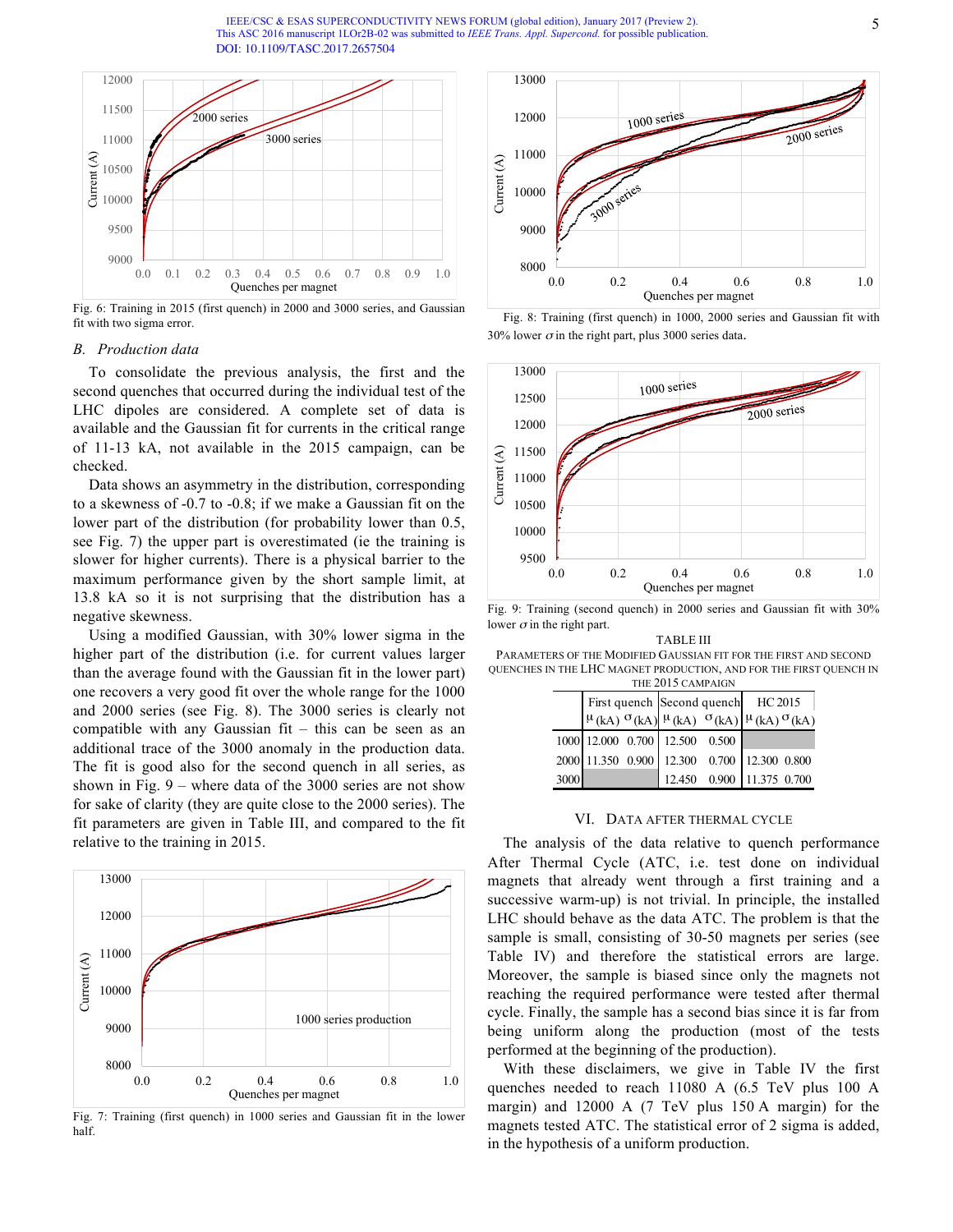Fig. 6: Training in 2015 (first quench) in 2000 and 3000 series, and Gaussian fit with two sigma error.

### B. Production data

To consolidate the previous analysis, the first and the second quenches that occurred during the individual test of the LHC dipoles are considered. A complete set of data is available and the Gaussian fit for currents in the critical range of 11-13 kA, not available in the 2015 campaign, can be checked.

Data shows an asymmetry in the distribution, corresponding to a skewness of -0.7 to -0.8; if we make a Gaussian fit on the lower part of the distribution (for probability lower than 0.5, see Fig. 7) the upper part is overestimated (ie the training is slower for higher currents). There is a physical barrier to the maximum performance given by the short sample limit, at 13.8 kA so it is not surprising that the distribution has a negative skewness.

Using a modified Gaussian, with 30% lower sigma in the higher part of the distribution (i.e. for current values larger than the average found with the Gaussian fit in the lower part) one recovers a very good fit over the whole range for the 1000 and 2000 series (see Fig. 8). The 3000 series is clearly not compatible with any Gaussian fit – this can be seen as an additional trace of the 3000 anomaly in the production data. The fit is good also for the second quench in all series, as shown in Fig. 9 – where data of the 3000 series are not show for sake of clarity (they are quite close to the 2000 series). The fit parameters are given in Table III, and compared to the fit relative to the training in 2015.

Fig. 7: Training (first quench) in 1000 series and Gaussian fit in the lower half.

Fig. 8: Training (first quench) in 1000, 2000 series and Gaussian fit with 30% lower $\sigma$ in the right part, plus 3000 series data.

Fig. 9: Training (second quench) in 2000 series and Gaussian fit with 30% lower $\sigma$ in the right part.

TABLE III
PARAMETERS OF THE MODIFIED GAUSSIAN FIT FOR THE FIRST AND SECOND QUENCHES IN THE LHC MAGNET PRODUCTION, AND FOR THE FIRST QUENCH IN THE 2015 CAMPAIGN

| | First quench | | Second quench | | HC 2015 | |
|---|---|---|---|---|---|---|
| | $\mu$ (kA) | $\sigma$ (kA) | $\mu$ (kA) | $\sigma$ (kA) | $\mu$ (kA) | $\sigma$ (kA) |
| 1000 | 12.000 | 0.700 | 12.500 | 0.500 | | |
| 2000 | 11.350 | 0.900 | 12.300 | 0.700 | 12.300 | 0.800 |
| 3000 | | | 12.450 | 0.900 | 11.375 | 0.700 |

## VI. DATA AFTER THERMAL CYCLE

The analysis of the data relative to quench performance After Thermal Cycle (ATC, i.e. test done on individual magnets that already went through a first training and a successive warm-up) is not trivial. In principle, the installed LHC should behave as the data ATC. The problem is that the sample is small, consisting of 30-50 magnets per series (see Table IV) and therefore the statistical errors are large. Moreover, the sample is biased since only the magnets not reaching the required performance were tested after thermal cycle. Finally, the sample has a second bias since it is far from being uniform along the production (most of the tests performed at the beginning of the production).

With these disclaimers, we give in Table IV the first quenches needed to reach 11080 A (6.5 TeV plus 100 A margin) and 12000 A (7 TeV plus 150 A margin) for the magnets tested ATC. The statistical error of 2 sigma is added, in the hypothesis of a uniform production.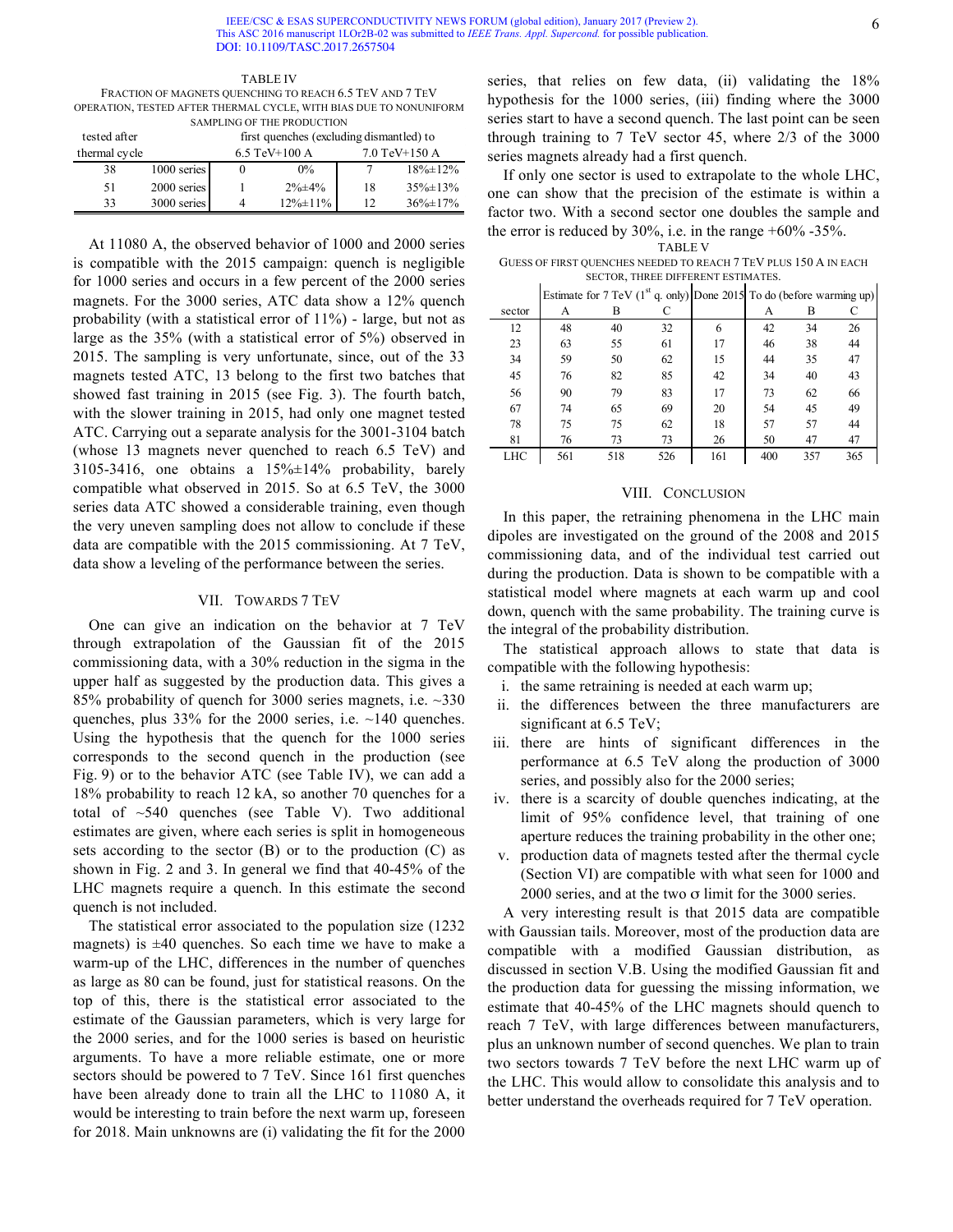TABLE IV
FRACTION OF MAGNETS QUENCHING TO REACH 6.5 TEV AND 7 TEV OPERATION, TESTED AFTER THERMAL CYCLE, WITH BIAS DUE TO NONUNIFORM SAMPLING OF THE PRODUCTION

| tested after thermal cycle | | first quenches (excluding dismantled) to 6.5 TeV+100 A | | 7.0 TeV+150 A | |
|---|---|---|---|---|---|
| 38 | 1000 series | 0 | 0% | 7 | 18%±12% |
| 51 | 2000 series | 1 | 2%±4% | 18 | 35%±13% |
| 33 | 3000 series | 4 | 12%±11% | 12 | 36%±17% |

At 11080 A, the observed behavior of 1000 and 2000 series is compatible with the 2015 campaign: quench is negligible for 1000 series and occurs in a few percent of the 2000 series magnets. For the 3000 series, ATC data show a 12% quench probability (with a statistical error of 11%) - large, but not as large as the 35% (with a statistical error of 5%) observed in 2015. The sampling is very unfortunate, since, out of the 33 magnets tested ATC, 13 belong to the first two batches that showed fast training in 2015 (see Fig. 3). The fourth batch, with the slower training in 2015, had only one magnet tested ATC. Carrying out a separate analysis for the 3001-3104 batch (whose 13 magnets never quenched to reach 6.5 TeV) and 3105-3416, one obtains a 15%±14% probability, barely compatible what observed in 2015. So at 6.5 TeV, the 3000 series data ATC showed a considerable training, even though the very uneven sampling does not allow to conclude if these data are compatible with the 2015 commissioning. At 7 TeV, data show a leveling of the performance between the series.

## VII. Towards 7 TeV

One can give an indication on the behavior at 7 TeV through extrapolation of the Gaussian fit of the 2015 commissioning data, with a 30% reduction in the sigma in the upper half as suggested by the production data. This gives a 85% probability of quench for 3000 series magnets, i.e. ~330 quenches, plus 33% for the 2000 series, i.e. ~140 quenches. Using the hypothesis that the quench for the 1000 series corresponds to the second quench in the production (see Fig. 9) or to the behavior ATC (see Table IV), we can add a 18% probability to reach 12 kA, so another 70 quenches for a total of ~540 quenches (see Table V). Two additional estimates are given, where each series is split in homogeneous sets according to the sector (B) or to the production (C) as shown in Fig. 2 and 3. In general we find that 40-45% of the LHC magnets require a quench. In this estimate the second quench is not included.

The statistical error associated to the population size (1232 magnets) is ±40 quenches. So each time we have to make a warm-up of the LHC, differences in the number of quenches as large as 80 can be found, just for statistical reasons. On the top of this, there is the statistical error associated to the estimate of the Gaussian parameters, which is very large for the 2000 series, and for the 1000 series is based on heuristic arguments. To have a more reliable estimate, one or more sectors should be powered to 7 TeV. Since 161 first quenches have been already done to train all the LHC to 11080 A, it would be interesting to train before the next warm up, foreseen for 2018. Main unknowns are (i) validating the fit for the 2000 series, that relies on few data, (ii) validating the 18% hypothesis for the 1000 series, (iii) finding where the 3000 series start to have a second quench. The last point can be seen through training to 7 TeV sector 45, where 2/3 of the 3000 series magnets already had a first quench.

If only one sector is used to extrapolate to the whole LHC, one can show that the precision of the estimate is within a factor two. With a second sector one doubles the sample and the error is reduced by 30%, i.e. in the range +60% -35%.

TABLE V
GUESS OF FIRST QUENCHES NEEDED TO REACH 7 TEV PLUS 150 A IN EACH SECTOR, THREE DIFFERENT ESTIMATES.

| | Estimate for 7 TeV (1[st] q. only) | | | Done 2015 | To do (before warming up) | | |
|---|---|---|---|---|---|---|---|
| sector | A | B | C | | A | B | C |
| 12 | 48 | 40 | 32 | 6 | 42 | 34 | 26 |
| 23 | 63 | 55 | 61 | 17 | 46 | 38 | 44 |
| 34 | 59 | 50 | 62 | 15 | 44 | 35 | 47 |
| 45 | 76 | 82 | 85 | 42 | 34 | 40 | 43 |
| 56 | 90 | 79 | 83 | 17 | 73 | 62 | 66 |
| 67 | 74 | 65 | 69 | 20 | 54 | 45 | 49 |
| 78 | 75 | 75 | 62 | 18 | 57 | 57 | 44 |
| 81 | 76 | 73 | 73 | 26 | 50 | 47 | 47 |
| LHC | 561 | 518 | 526 | 161 | 400 | 357 | 365 |

## VIII. Conclusion

In this paper, the retraining phenomena in the LHC main dipoles are investigated on the ground of the 2008 and 2015 commissioning data, and of the individual test carried out during the production. Data is shown to be compatible with a statistical model where magnets at each warm up and cool down, quench with the same probability. The training curve is the integral of the probability distribution.

The statistical approach allows to state that data is compatible with the following hypothesis:

i. the same retraining is needed at each warm up;
ii. the differences between the three manufacturers are significant at 6.5 TeV;
iii. there are hints of significant differences in the performance at 6.5 TeV along the production of 3000 series, and possibly also for the 2000 series;
iv. there is a scarcity of double quenches indicating, at the limit of 95% confidence level, that training of one aperture reduces the training probability in the other one;
v. production data of magnets tested after the thermal cycle (Section VI) are compatible with what seen for 1000 and 2000 series, and at the two $\sigma$ limit for the 3000 series.

A very interesting result is that 2015 data are compatible with Gaussian tails. Moreover, most of the production data are compatible with a modified Gaussian distribution, as discussed in section V.B. Using the modified Gaussian fit and the production data for guessing the missing information, we estimate that 40-45% of the LHC magnets should quench to reach 7 TeV, with large differences between manufacturers, plus an unknown number of second quenches. We plan to train two sectors towards 7 TeV before the next LHC warm up of the LHC. This would allow to consolidate this analysis and to better understand the overheads required for 7 TeV operation.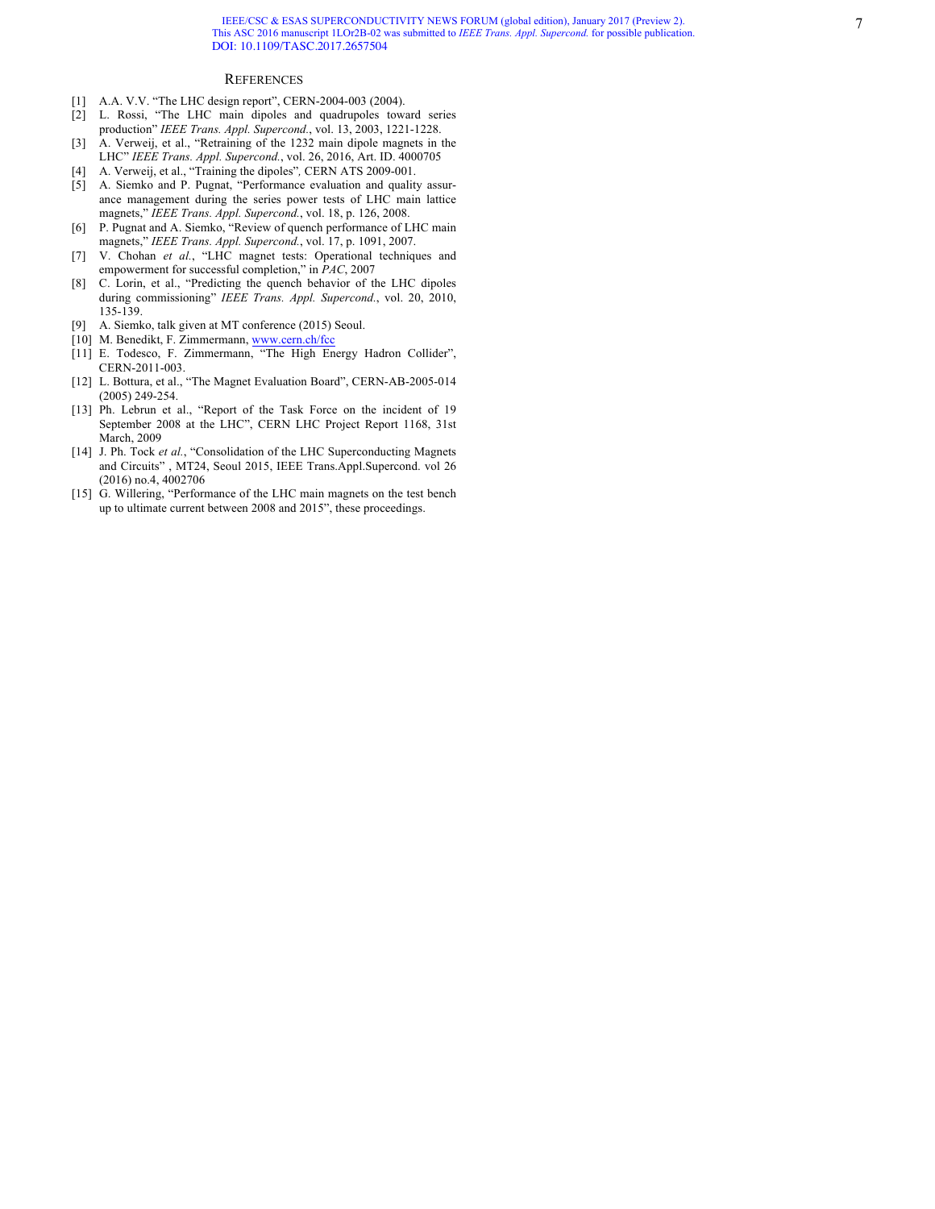## REFERENCES

[1] A.A. V.V. "The LHC design report", CERN-2004-003 (2004).

[2] L. Rossi, "The LHC main dipoles and quadrupoles toward series production" *IEEE Trans. Appl. Supercond.*, vol. 13, 2003, 1221-1228.

[3] A. Verweij, et al., "Retraining of the 1232 main dipole magnets in the LHC" *IEEE Trans. Appl. Supercond.*, vol. 26, 2016, Art. ID. 4000705

[4] A. Verweij, et al., "Training the dipoles"*,* CERN ATS 2009-001.

[5] A. Siemko and P. Pugnat, "Performance evaluation and quality assurance management during the series power tests of LHC main lattice magnets," *IEEE Trans. Appl. Supercond.*, vol. 18, p. 126, 2008.

[6] P. Pugnat and A. Siemko, "Review of quench performance of LHC main magnets," *IEEE Trans. Appl. Supercond.*, vol. 17, p. 1091, 2007.

[7] V. Chohan *et al.*, "LHC magnet tests: Operational techniques and empowerment for successful completion," in *PAC*, 2007

[8] C. Lorin, et al., "Predicting the quench behavior of the LHC dipoles during commissioning" *IEEE Trans. Appl. Supercond.*, vol. 20, 2010, 135-139.

[9] A. Siemko, talk given at MT conference (2015) Seoul.

[10] M. Benedikt, F. Zimmermann, www.cern.ch/fcc

[11] E. Todesco, F. Zimmermann, "The High Energy Hadron Collider", CERN-2011-003.

[12] L. Bottura, et al., "The Magnet Evaluation Board", CERN-AB-2005-014 (2005) 249-254.

[13] Ph. Lebrun et al., "Report of the Task Force on the incident of 19 September 2008 at the LHC", CERN LHC Project Report 1168, 31st March, 2009

[14] J. Ph. Tock *et al.*, "Consolidation of the LHC Superconducting Magnets and Circuits" , MT24, Seoul 2015, IEEE Trans.Appl.Supercond. vol 26 (2016) no.4, 4002706

[15] G. Willering, "Performance of the LHC main magnets on the test bench up to ultimate current between 2008 and 2015", these proceedings.